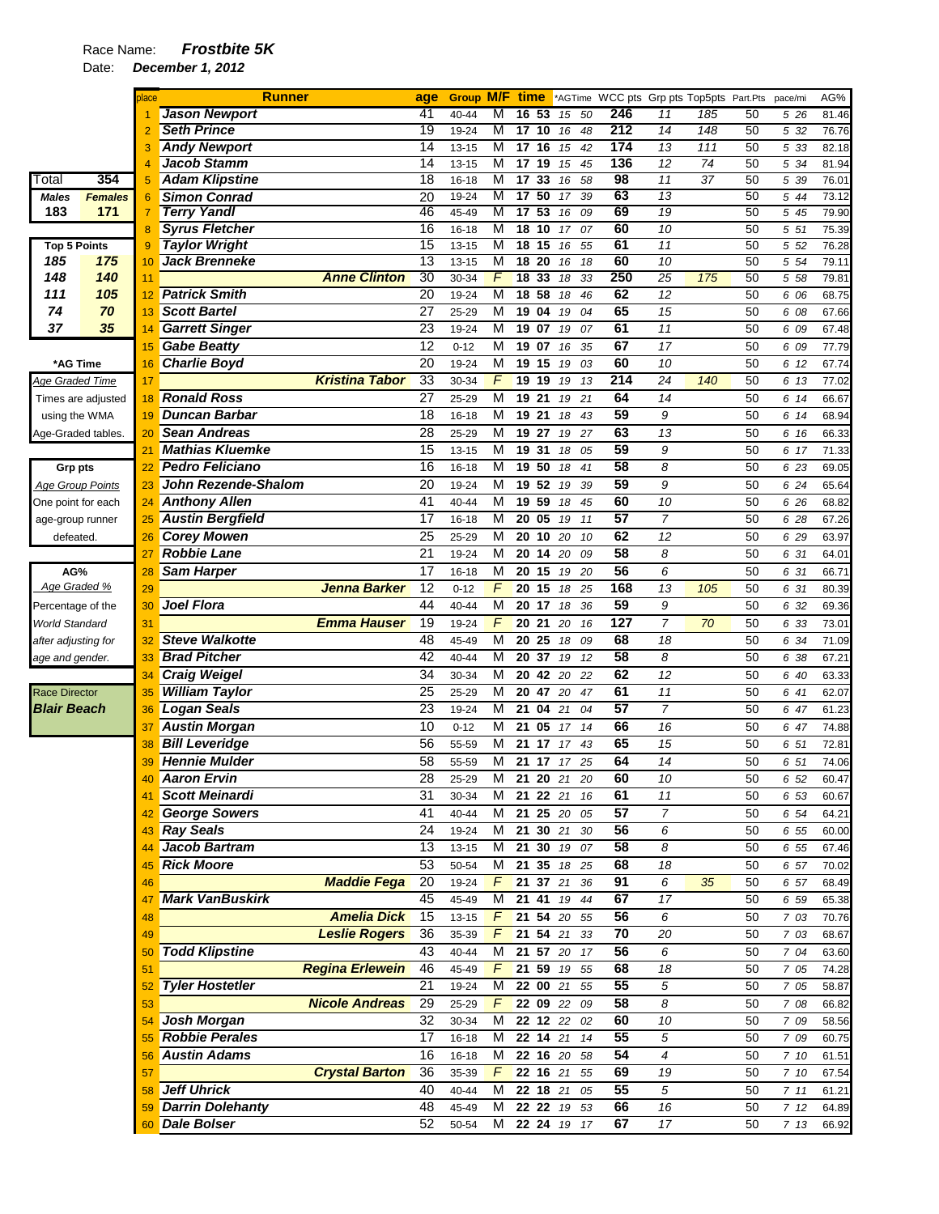Race Name: ***Frostbite 5K***

Date: ***December 1, 2012***

| place | Runner | | age | Group | M/F | time | *AGTime | WCC pts | Grp pts | Top5pts | Part.Pts | pace/mi | AG% |
|---|---|---|---|---|---|---|---|---|---|---|---|---|---|
| 1 | Jason Newport | | 41 | 40-44 | M | 16 53 | 15 50 | 246 | 11 | 185 | 50 | 5 26 | 81.46 |
| 2 | Seth Prince | | 19 | 19-24 | M | 17 10 | 16 48 | 212 | 14 | 148 | 50 | 5 32 | 76.76 |
| 3 | Andy Newport | | 14 | 13-15 | M | 17 16 | 15 42 | 174 | 13 | 111 | 50 | 5 33 | 82.18 |
| 4 | Jacob Stamm | | 14 | 13-15 | M | 17 19 | 15 45 | 136 | 12 | 74 | 50 | 5 34 | 81.94 |
| 5 | Adam Klipstine | | 18 | 16-18 | M | 17 33 | 16 58 | 98 | 11 | 37 | 50 | 5 39 | 76.01 |
| 6 | Simon Conrad | | 20 | 19-24 | M | 17 50 | 17 39 | 63 | 13 | | 50 | 5 44 | 73.12 |
| 7 | Terry Yandl | | 46 | 45-49 | M | 17 53 | 16 09 | 69 | 19 | | 50 | 5 45 | 79.90 |
| 8 | Syrus Fletcher | | 16 | 16-18 | M | 18 10 | 17 07 | 60 | 10 | | 50 | 5 51 | 75.39 |
| 9 | Taylor Wright | | 15 | 13-15 | M | 18 15 | 16 55 | 61 | 11 | | 50 | 5 52 | 76.28 |
| 10 | Jack Brenneke | | 13 | 13-15 | M | 18 20 | 16 18 | 60 | 10 | | 50 | 5 54 | 79.11 |
| 11 | | Anne Clinton | 30 | 30-34 | F | 18 33 | 18 33 | 250 | 25 | 175 | 50 | 5 58 | 79.81 |
| 12 | Patrick Smith | | 20 | 19-24 | M | 18 58 | 18 46 | 62 | 12 | | 50 | 6 06 | 68.75 |
| 13 | Scott Bartel | | 27 | 25-29 | M | 19 04 | 19 04 | 65 | 15 | | 50 | 6 08 | 67.66 |
| 14 | Garrett Singer | | 23 | 19-24 | M | 19 07 | 19 07 | 61 | 11 | | 50 | 6 09 | 67.48 |
| 15 | Gabe Beatty | | 12 | 0-12 | M | 19 07 | 16 35 | 67 | 17 | | 50 | 6 09 | 77.79 |
| 16 | Charlie Boyd | | 20 | 19-24 | M | 19 15 | 19 03 | 60 | 10 | | 50 | 6 12 | 67.74 |
| 17 | | Kristina Tabor | 33 | 30-34 | F | 19 19 | 19 13 | 214 | 24 | 140 | 50 | 6 13 | 77.02 |
| 18 | Ronald Ross | | 27 | 25-29 | M | 19 21 | 19 21 | 64 | 14 | | 50 | 6 14 | 66.67 |
| 19 | Duncan Barbar | | 18 | 16-18 | M | 19 21 | 18 43 | 59 | 9 | | 50 | 6 14 | 68.94 |
| 20 | Sean Andreas | | 28 | 25-29 | M | 19 27 | 19 27 | 63 | 13 | | 50 | 6 16 | 66.33 |
| 21 | Mathias Kluemke | | 15 | 13-15 | M | 19 31 | 18 05 | 59 | 9 | | 50 | 6 17 | 71.33 |
| 22 | Pedro Feliciano | | 16 | 16-18 | M | 19 50 | 18 41 | 58 | 8 | | 50 | 6 23 | 69.05 |
| 23 | John Rezende-Shalom | | 20 | 19-24 | M | 19 52 | 19 39 | 59 | 9 | | 50 | 6 24 | 65.64 |
| 24 | Anthony Allen | | 41 | 40-44 | M | 19 59 | 18 45 | 60 | 10 | | 50 | 6 26 | 68.82 |
| 25 | Austin Bergfield | | 17 | 16-18 | M | 20 05 | 19 11 | 57 | 7 | | 50 | 6 28 | 67.26 |
| 26 | Corey Mowen | | 25 | 25-29 | M | 20 10 | 20 10 | 62 | 12 | | 50 | 6 29 | 63.97 |
| 27 | Robbie Lane | | 21 | 19-24 | M | 20 14 | 20 09 | 58 | 8 | | 50 | 6 31 | 64.01 |
| 28 | Sam Harper | | 17 | 16-18 | M | 20 15 | 19 20 | 56 | 6 | | 50 | 6 31 | 66.71 |
| 29 | | Jenna Barker | 12 | 0-12 | F | 20 15 | 18 25 | 168 | 13 | 105 | 50 | 6 31 | 80.39 |
| 30 | Joel Flora | | 44 | 40-44 | M | 20 17 | 18 36 | 59 | 9 | | 50 | 6 32 | 69.36 |
| 31 | | Emma Hauser | 19 | 19-24 | F | 20 21 | 20 16 | 127 | 7 | 70 | 50 | 6 33 | 73.01 |
| 32 | Steve Walkotte | | 48 | 45-49 | M | 20 25 | 18 09 | 68 | 18 | | 50 | 6 34 | 71.09 |
| 33 | Brad Pitcher | | 42 | 40-44 | M | 20 37 | 19 12 | 58 | 8 | | 50 | 6 38 | 67.21 |
| 34 | Craig Weigel | | 34 | 30-34 | M | 20 42 | 20 22 | 62 | 12 | | 50 | 6 40 | 63.33 |
| 35 | William Taylor | | 25 | 25-29 | M | 20 47 | 20 47 | 61 | 11 | | 50 | 6 41 | 62.07 |
| 36 | Logan Seals | | 23 | 19-24 | M | 21 04 | 21 04 | 57 | 7 | | 50 | 6 47 | 61.23 |
| 37 | Austin Morgan | | 10 | 0-12 | M | 21 05 | 17 14 | 66 | 16 | | 50 | 6 47 | 74.88 |
| 38 | Bill Leveridge | | 56 | 55-59 | M | 21 17 | 17 43 | 65 | 15 | | 50 | 6 51 | 72.81 |
| 39 | Hennie Mulder | | 58 | 55-59 | M | 21 17 | 17 25 | 64 | 14 | | 50 | 6 51 | 74.06 |
| 40 | Aaron Ervin | | 28 | 25-29 | M | 21 20 | 21 20 | 60 | 10 | | 50 | 6 52 | 60.47 |
| 41 | Scott Meinardi | | 31 | 30-34 | M | 21 22 | 21 16 | 61 | 11 | | 50 | 6 53 | 60.67 |
| 42 | George Sowers | | 41 | 40-44 | M | 21 25 | 20 05 | 57 | 7 | | 50 | 6 54 | 64.21 |
| 43 | Ray Seals | | 24 | 19-24 | M | 21 30 | 21 30 | 56 | 6 | | 50 | 6 55 | 60.00 |
| 44 | Jacob Bartram | | 13 | 13-15 | M | 21 30 | 19 07 | 58 | 8 | | 50 | 6 55 | 67.46 |
| 45 | Rick Moore | | 53 | 50-54 | M | 21 35 | 18 25 | 68 | 18 | | 50 | 6 57 | 70.02 |
| 46 | | Maddie Fega | 20 | 19-24 | F | 21 37 | 21 36 | 91 | 6 | 35 | 50 | 6 57 | 68.49 |
| 47 | Mark VanBuskirk | | 45 | 45-49 | M | 21 41 | 19 44 | 67 | 17 | | 50 | 6 59 | 65.38 |
| 48 | | Amelia Dick | 15 | 13-15 | F | 21 54 | 20 55 | 56 | 6 | | 50 | 7 03 | 70.76 |
| 49 | | Leslie Rogers | 36 | 35-39 | F | 21 54 | 21 33 | 70 | 20 | | 50 | 7 03 | 68.67 |
| 50 | Todd Klipstine | | 43 | 40-44 | M | 21 57 | 20 17 | 56 | 6 | | 50 | 7 04 | 63.60 |
| 51 | | Regina Erlewein | 46 | 45-49 | F | 21 59 | 19 55 | 68 | 18 | | 50 | 7 05 | 74.28 |
| 52 | Tyler Hostetler | | 21 | 19-24 | M | 22 00 | 21 55 | 55 | 5 | | 50 | 7 05 | 58.87 |
| 53 | | Nicole Andreas | 29 | 25-29 | F | 22 09 | 22 09 | 58 | 8 | | 50 | 7 08 | 66.82 |
| 54 | Josh Morgan | | 32 | 30-34 | M | 22 12 | 22 02 | 60 | 10 | | 50 | 7 09 | 58.56 |
| 55 | Robbie Perales | | 17 | 16-18 | M | 22 14 | 21 14 | 55 | 5 | | 50 | 7 09 | 60.75 |
| 56 | Austin Adams | | 16 | 16-18 | M | 22 16 | 20 58 | 54 | 4 | | 50 | 7 10 | 61.51 |
| 57 | | Crystal Barton | 36 | 35-39 | F | 22 16 | 21 55 | 69 | 19 | | 50 | 7 10 | 67.54 |
| 58 | Jeff Uhrick | | 40 | 40-44 | M | 22 18 | 21 05 | 55 | 5 | | 50 | 7 11 | 61.21 |
| 59 | Darrin Dolehanty | | 48 | 45-49 | M | 22 22 | 19 53 | 66 | 16 | | 50 | 7 12 | 64.89 |
| 60 | Dale Bolser | | 52 | 50-54 | M | 22 24 | 19 17 | 67 | 17 | | 50 | 7 13 | 66.92 |

| Total | 354 |
|---|---|
| **Males** | **Females** |
| 183 | 171 |

| Top 5 Points | |
|---|---|
| 185 | 175 |
| 148 | 140 |
| 111 | 105 |
| 74 | 70 |
| 37 | 35 |

***AG Time**

*Age Graded Time*

Times are adjusted using the WMA Age-Graded tables.

**Grp pts**

*Age Group Points*

One point for each age-group runner defeated.

**AG%**

*Age Graded %*

*Percentage of the World Standard after adjusting for age and gender.*

Race Director

***Blair Beach***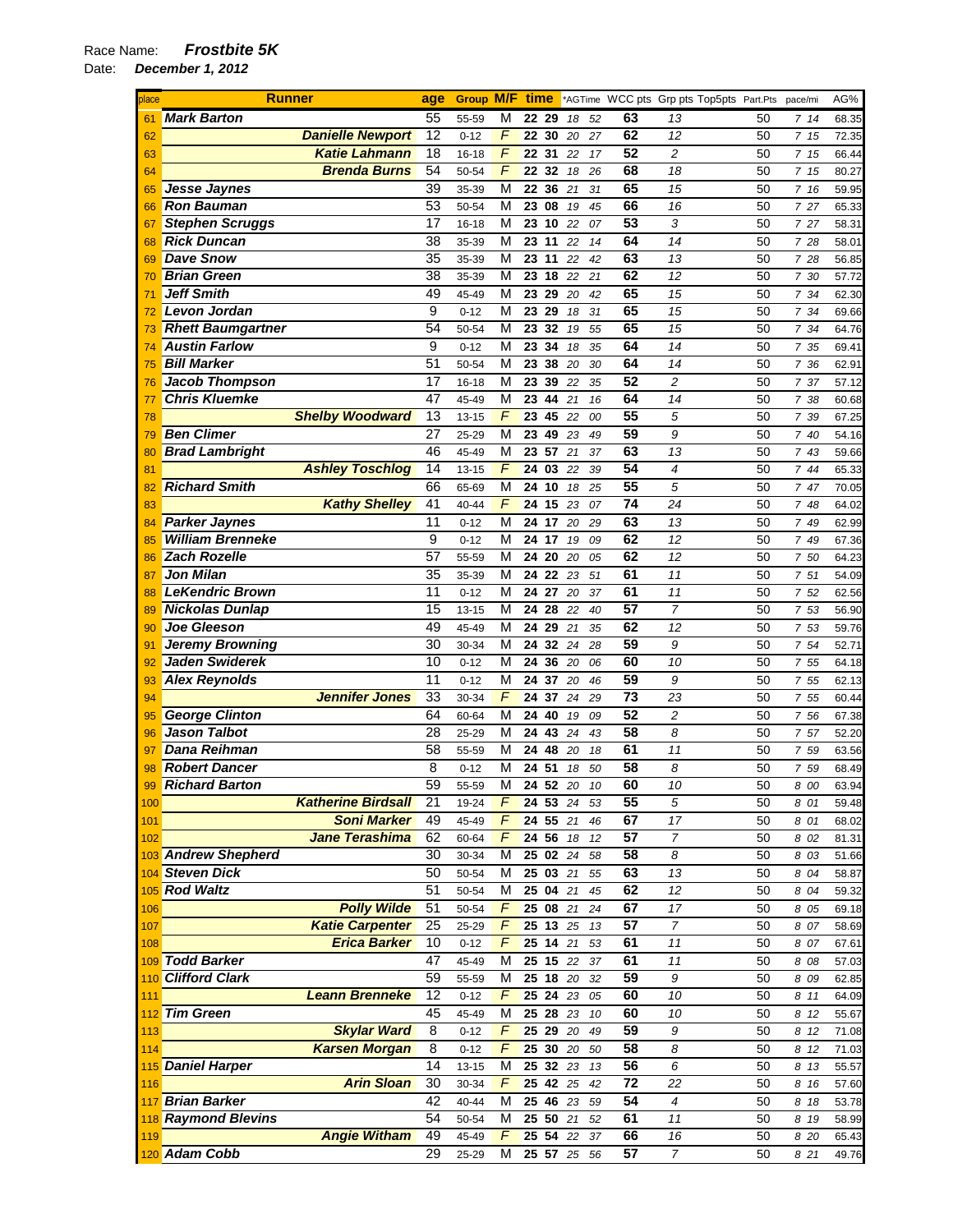Race Name: ***Frostbite 5K***

Date: ***December 1, 2012***

| place | Runner | age | Group | M/F | time | *AGTime | WCC pts | Grp pts | Top5pts | Part.Pts | pace/mi | AG% |
|---|---|---|---|---|---|---|---|---|---|---|---|---|
| 61 | ***Mark Barton*** | 55 | 55-59 | M | 22 29 | 18 52 | 63 | 13 | | 50 | 7 14 | 68.35 |
| 62 | ***Danielle Newport*** | 12 | 0-12 | F | 22 30 | 20 27 | 62 | 12 | | 50 | 7 15 | 72.35 |
| 63 | ***Katie Lahmann*** | 18 | 16-18 | F | 22 31 | 22 17 | 52 | 2 | | 50 | 7 15 | 66.44 |
| 64 | ***Brenda Burns*** | 54 | 50-54 | F | 22 32 | 18 26 | 68 | 18 | | 50 | 7 15 | 80.27 |
| 65 | ***Jesse Jaynes*** | 39 | 35-39 | M | 22 36 | 21 31 | 65 | 15 | | 50 | 7 16 | 59.95 |
| 66 | ***Ron Bauman*** | 53 | 50-54 | M | 23 08 | 19 45 | 66 | 16 | | 50 | 7 27 | 65.33 |
| 67 | ***Stephen Scruggs*** | 17 | 16-18 | M | 23 10 | 22 07 | 53 | 3 | | 50 | 7 27 | 58.31 |
| 68 | ***Rick Duncan*** | 38 | 35-39 | M | 23 11 | 22 14 | 64 | 14 | | 50 | 7 28 | 58.01 |
| 69 | ***Dave Snow*** | 35 | 35-39 | M | 23 11 | 22 42 | 63 | 13 | | 50 | 7 28 | 56.85 |
| 70 | ***Brian Green*** | 38 | 35-39 | M | 23 18 | 22 21 | 62 | 12 | | 50 | 7 30 | 57.72 |
| 71 | ***Jeff Smith*** | 49 | 45-49 | M | 23 29 | 20 42 | 65 | 15 | | 50 | 7 34 | 62.30 |
| 72 | ***Levon Jordan*** | 9 | 0-12 | M | 23 29 | 18 31 | 65 | 15 | | 50 | 7 34 | 69.66 |
| 73 | ***Rhett Baumgartner*** | 54 | 50-54 | M | 23 32 | 19 55 | 65 | 15 | | 50 | 7 34 | 64.76 |
| 74 | ***Austin Farlow*** | 9 | 0-12 | M | 23 34 | 18 35 | 64 | 14 | | 50 | 7 35 | 69.41 |
| 75 | ***Bill Marker*** | 51 | 50-54 | M | 23 38 | 20 30 | 64 | 14 | | 50 | 7 36 | 62.91 |
| 76 | ***Jacob Thompson*** | 17 | 16-18 | M | 23 39 | 22 35 | 52 | 2 | | 50 | 7 37 | 57.12 |
| 77 | ***Chris Kluemke*** | 47 | 45-49 | M | 23 44 | 21 16 | 64 | 14 | | 50 | 7 38 | 60.68 |
| 78 | ***Shelby Woodward*** | 13 | 13-15 | F | 23 45 | 22 00 | 55 | 5 | | 50 | 7 39 | 67.25 |
| 79 | ***Ben Climer*** | 27 | 25-29 | M | 23 49 | 23 49 | 59 | 9 | | 50 | 7 40 | 54.16 |
| 80 | ***Brad Lambright*** | 46 | 45-49 | M | 23 57 | 21 37 | 63 | 13 | | 50 | 7 43 | 59.66 |
| 81 | ***Ashley Toschlog*** | 14 | 13-15 | F | 24 03 | 22 39 | 54 | 4 | | 50 | 7 44 | 65.33 |
| 82 | ***Richard Smith*** | 66 | 65-69 | M | 24 10 | 18 25 | 55 | 5 | | 50 | 7 47 | 70.05 |
| 83 | ***Kathy Shelley*** | 41 | 40-44 | F | 24 15 | 23 07 | 74 | 24 | | 50 | 7 48 | 64.02 |
| 84 | ***Parker Jaynes*** | 11 | 0-12 | M | 24 17 | 20 29 | 63 | 13 | | 50 | 7 49 | 62.99 |
| 85 | ***William Brenneke*** | 9 | 0-12 | M | 24 17 | 19 09 | 62 | 12 | | 50 | 7 49 | 67.36 |
| 86 | ***Zach Rozelle*** | 57 | 55-59 | M | 24 20 | 20 05 | 62 | 12 | | 50 | 7 50 | 64.23 |
| 87 | ***Jon Milan*** | 35 | 35-39 | M | 24 22 | 23 51 | 61 | 11 | | 50 | 7 51 | 54.09 |
| 88 | ***LeKendric Brown*** | 11 | 0-12 | M | 24 27 | 20 37 | 61 | 11 | | 50 | 7 52 | 62.56 |
| 89 | ***Nickolas Dunlap*** | 15 | 13-15 | M | 24 28 | 22 40 | 57 | 7 | | 50 | 7 53 | 56.90 |
| 90 | ***Joe Gleeson*** | 49 | 45-49 | M | 24 29 | 21 35 | 62 | 12 | | 50 | 7 53 | 59.76 |
| 91 | ***Jeremy Browning*** | 30 | 30-34 | M | 24 32 | 24 28 | 59 | 9 | | 50 | 7 54 | 52.71 |
| 92 | ***Jaden Swiderek*** | 10 | 0-12 | M | 24 36 | 20 06 | 60 | 10 | | 50 | 7 55 | 64.18 |
| 93 | ***Alex Reynolds*** | 11 | 0-12 | M | 24 37 | 20 46 | 59 | 9 | | 50 | 7 55 | 62.13 |
| 94 | ***Jennifer Jones*** | 33 | 30-34 | F | 24 37 | 24 29 | 73 | 23 | | 50 | 7 55 | 60.44 |
| 95 | ***George Clinton*** | 64 | 60-64 | M | 24 40 | 19 09 | 52 | 2 | | 50 | 7 56 | 67.38 |
| 96 | ***Jason Talbot*** | 28 | 25-29 | M | 24 43 | 24 43 | 58 | 8 | | 50 | 7 57 | 52.20 |
| 97 | ***Dana Reihman*** | 58 | 55-59 | M | 24 48 | 20 18 | 61 | 11 | | 50 | 7 59 | 63.56 |
| 98 | ***Robert Dancer*** | 8 | 0-12 | M | 24 51 | 18 50 | 58 | 8 | | 50 | 7 59 | 68.49 |
| 99 | ***Richard Barton*** | 59 | 55-59 | M | 24 52 | 20 10 | 60 | 10 | | 50 | 8 00 | 63.94 |
| 100 | ***Katherine Birdsall*** | 21 | 19-24 | F | 24 53 | 24 53 | 55 | 5 | | 50 | 8 01 | 59.48 |
| 101 | ***Soni Marker*** | 49 | 45-49 | F | 24 55 | 21 46 | 67 | 17 | | 50 | 8 01 | 68.02 |
| 102 | ***Jane Terashima*** | 62 | 60-64 | F | 24 56 | 18 12 | 57 | 7 | | 50 | 8 02 | 81.31 |
| 103 | ***Andrew Shepherd*** | 30 | 30-34 | M | 25 02 | 24 58 | 58 | 8 | | 50 | 8 03 | 51.66 |
| 104 | ***Steven Dick*** | 50 | 50-54 | M | 25 03 | 21 55 | 63 | 13 | | 50 | 8 04 | 58.87 |
| 105 | ***Rod Waltz*** | 51 | 50-54 | M | 25 04 | 21 45 | 62 | 12 | | 50 | 8 04 | 59.32 |
| 106 | ***Polly Wilde*** | 51 | 50-54 | F | 25 08 | 21 24 | 67 | 17 | | 50 | 8 05 | 69.18 |
| 107 | ***Katie Carpenter*** | 25 | 25-29 | F | 25 13 | 25 13 | 57 | 7 | | 50 | 8 07 | 58.69 |
| 108 | ***Erica Barker*** | 10 | 0-12 | F | 25 14 | 21 53 | 61 | 11 | | 50 | 8 07 | 67.61 |
| 109 | ***Todd Barker*** | 47 | 45-49 | M | 25 15 | 22 37 | 61 | 11 | | 50 | 8 08 | 57.03 |
| 110 | ***Clifford Clark*** | 59 | 55-59 | M | 25 18 | 20 32 | 59 | 9 | | 50 | 8 09 | 62.85 |
| 111 | ***Leann Brenneke*** | 12 | 0-12 | F | 25 24 | 23 05 | 60 | 10 | | 50 | 8 11 | 64.09 |
| 112 | ***Tim Green*** | 45 | 45-49 | M | 25 28 | 23 10 | 60 | 10 | | 50 | 8 12 | 55.67 |
| 113 | ***Skylar Ward*** | 8 | 0-12 | F | 25 29 | 20 49 | 59 | 9 | | 50 | 8 12 | 71.08 |
| 114 | ***Karsen Morgan*** | 8 | 0-12 | F | 25 30 | 20 50 | 58 | 8 | | 50 | 8 12 | 71.03 |
| 115 | ***Daniel Harper*** | 14 | 13-15 | M | 25 32 | 23 13 | 56 | 6 | | 50 | 8 13 | 55.57 |
| 116 | ***Arin Sloan*** | 30 | 30-34 | F | 25 42 | 25 42 | 72 | 22 | | 50 | 8 16 | 57.60 |
| 117 | ***Brian Barker*** | 42 | 40-44 | M | 25 46 | 23 59 | 54 | 4 | | 50 | 8 18 | 53.78 |
| 118 | ***Raymond Blevins*** | 54 | 50-54 | M | 25 50 | 21 52 | 61 | 11 | | 50 | 8 19 | 58.99 |
| 119 | ***Angie Witham*** | 49 | 45-49 | F | 25 54 | 22 37 | 66 | 16 | | 50 | 8 20 | 65.43 |
| 120 | ***Adam Cobb*** | 29 | 25-29 | M | 25 57 | 25 56 | 57 | 7 | | 50 | 8 21 | 49.76 |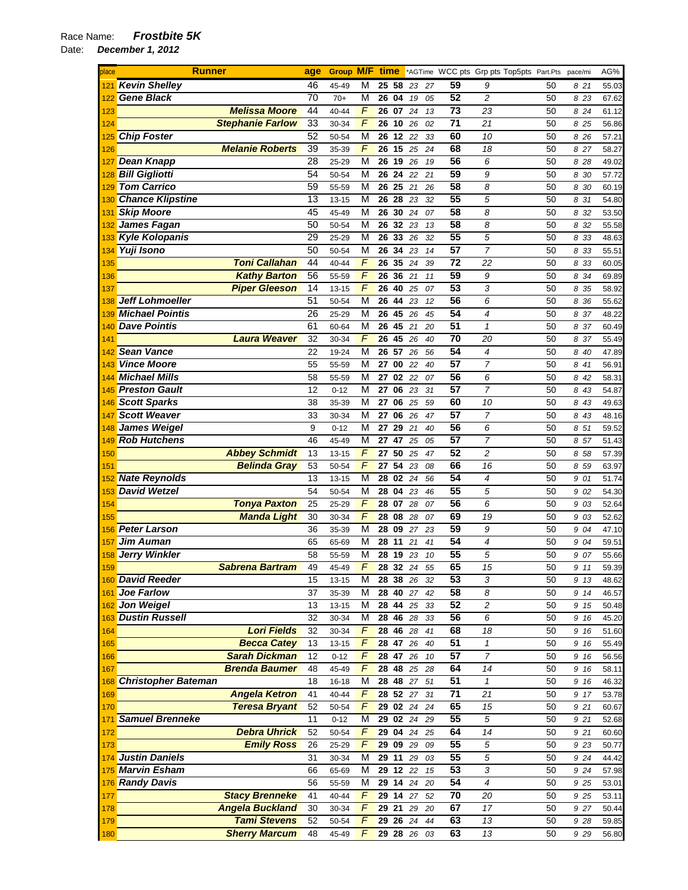Race Name: ***Frostbite 5K***

Date: ***December 1, 2012***

| place | Runner | age | Group | M/F | time | *AGTime | WCC pts | Grp pts | Top5pts | Part.Pts | pace/mi | AG% |
|---|---|---|---|---|---|---|---|---|---|---|---|---|
| 121 | Kevin Shelley | 46 | 45-49 | M | 25 58 | 23 27 | 59 | 9 | | 50 | 8 21 | 55.03 |
| 122 | Gene Black | 70 | 70+ | M | 26 04 | 19 05 | 52 | 2 | | 50 | 8 23 | 67.62 |
| 123 | Melissa Moore | 44 | 40-44 | F | 26 07 | 24 13 | 73 | 23 | | 50 | 8 24 | 61.12 |
| 124 | Stephanie Farlow | 33 | 30-34 | F | 26 10 | 26 02 | 71 | 21 | | 50 | 8 25 | 56.86 |
| 125 | Chip Foster | 52 | 50-54 | M | 26 12 | 22 33 | 60 | 10 | | 50 | 8 26 | 57.21 |
| 126 | Melanie Roberts | 39 | 35-39 | F | 26 15 | 25 24 | 68 | 18 | | 50 | 8 27 | 58.27 |
| 127 | Dean Knapp | 28 | 25-29 | M | 26 19 | 26 19 | 56 | 6 | | 50 | 8 28 | 49.02 |
| 128 | Bill Gigliotti | 54 | 50-54 | M | 26 24 | 22 21 | 59 | 9 | | 50 | 8 30 | 57.72 |
| 129 | Tom Carrico | 59 | 55-59 | M | 26 25 | 21 26 | 58 | 8 | | 50 | 8 30 | 60.19 |
| 130 | Chance Klipstine | 13 | 13-15 | M | 26 28 | 23 32 | 55 | 5 | | 50 | 8 31 | 54.80 |
| 131 | Skip Moore | 45 | 45-49 | M | 26 30 | 24 07 | 58 | 8 | | 50 | 8 32 | 53.50 |
| 132 | James Fagan | 50 | 50-54 | M | 26 32 | 23 13 | 58 | 8 | | 50 | 8 32 | 55.58 |
| 133 | Kyle Kolopanis | 29 | 25-29 | M | 26 33 | 26 32 | 55 | 5 | | 50 | 8 33 | 48.63 |
| 134 | Yuji Isono | 50 | 50-54 | M | 26 34 | 23 14 | 57 | 7 | | 50 | 8 33 | 55.51 |
| 135 | Toni Callahan | 44 | 40-44 | F | 26 35 | 24 39 | 72 | 22 | | 50 | 8 33 | 60.05 |
| 136 | Kathy Barton | 56 | 55-59 | F | 26 36 | 21 11 | 59 | 9 | | 50 | 8 34 | 69.89 |
| 137 | Piper Gleeson | 14 | 13-15 | F | 26 40 | 25 07 | 53 | 3 | | 50 | 8 35 | 58.92 |
| 138 | Jeff Lohmoeller | 51 | 50-54 | M | 26 44 | 23 12 | 56 | 6 | | 50 | 8 36 | 55.62 |
| 139 | Michael Pointis | 26 | 25-29 | M | 26 45 | 26 45 | 54 | 4 | | 50 | 8 37 | 48.22 |
| 140 | Dave Pointis | 61 | 60-64 | M | 26 45 | 21 20 | 51 | 1 | | 50 | 8 37 | 60.49 |
| 141 | Laura Weaver | 32 | 30-34 | F | 26 45 | 26 40 | 70 | 20 | | 50 | 8 37 | 55.49 |
| 142 | Sean Vance | 22 | 19-24 | M | 26 57 | 26 56 | 54 | 4 | | 50 | 8 40 | 47.89 |
| 143 | Vince Moore | 55 | 55-59 | M | 27 00 | 22 40 | 57 | 7 | | 50 | 8 41 | 56.91 |
| 144 | Michael Mills | 58 | 55-59 | M | 27 02 | 22 07 | 56 | 6 | | 50 | 8 42 | 58.31 |
| 145 | Preston Gault | 12 | 0-12 | M | 27 06 | 23 31 | 57 | 7 | | 50 | 8 43 | 54.87 |
| 146 | Scott Sparks | 38 | 35-39 | M | 27 06 | 25 59 | 60 | 10 | | 50 | 8 43 | 49.63 |
| 147 | Scott Weaver | 33 | 30-34 | M | 27 06 | 26 47 | 57 | 7 | | 50 | 8 43 | 48.16 |
| 148 | James Weigel | 9 | 0-12 | M | 27 29 | 21 40 | 56 | 6 | | 50 | 8 51 | 59.52 |
| 149 | Rob Hutchens | 46 | 45-49 | M | 27 47 | 25 05 | 57 | 7 | | 50 | 8 57 | 51.43 |
| 150 | Abbey Schmidt | 13 | 13-15 | F | 27 50 | 25 47 | 52 | 2 | | 50 | 8 58 | 57.39 |
| 151 | Belinda Gray | 53 | 50-54 | F | 27 54 | 23 08 | 66 | 16 | | 50 | 8 59 | 63.97 |
| 152 | Nate Reynolds | 13 | 13-15 | M | 28 02 | 24 56 | 54 | 4 | | 50 | 9 01 | 51.74 |
| 153 | David Wetzel | 54 | 50-54 | M | 28 04 | 23 46 | 55 | 5 | | 50 | 9 02 | 54.30 |
| 154 | Tonya Paxton | 25 | 25-29 | F | 28 07 | 28 07 | 56 | 6 | | 50 | 9 03 | 52.64 |
| 155 | Manda Light | 30 | 30-34 | F | 28 08 | 28 07 | 69 | 19 | | 50 | 9 03 | 52.62 |
| 156 | Peter Larson | 36 | 35-39 | M | 28 09 | 27 23 | 59 | 9 | | 50 | 9 04 | 47.10 |
| 157 | Jim Auman | 65 | 65-69 | M | 28 11 | 21 41 | 54 | 4 | | 50 | 9 04 | 59.51 |
| 158 | Jerry Winkler | 58 | 55-59 | M | 28 19 | 23 10 | 55 | 5 | | 50 | 9 07 | 55.66 |
| 159 | Sabrena Bartram | 49 | 45-49 | F | 28 32 | 24 55 | 65 | 15 | | 50 | 9 11 | 59.39 |
| 160 | David Reeder | 15 | 13-15 | M | 28 38 | 26 32 | 53 | 3 | | 50 | 9 13 | 48.62 |
| 161 | Joe Farlow | 37 | 35-39 | M | 28 40 | 27 42 | 58 | 8 | | 50 | 9 14 | 46.57 |
| 162 | Jon Weigel | 13 | 13-15 | M | 28 44 | 25 33 | 52 | 2 | | 50 | 9 15 | 50.48 |
| 163 | Dustin Russell | 32 | 30-34 | M | 28 46 | 28 33 | 56 | 6 | | 50 | 9 16 | 45.20 |
| 164 | Lori Fields | 32 | 30-34 | F | 28 46 | 28 41 | 68 | 18 | | 50 | 9 16 | 51.60 |
| 165 | Becca Catey | 13 | 13-15 | F | 28 47 | 26 40 | 51 | 1 | | 50 | 9 16 | 55.49 |
| 166 | Sarah Dickman | 12 | 0-12 | F | 28 47 | 26 10 | 57 | 7 | | 50 | 9 16 | 56.56 |
| 167 | Brenda Baumer | 48 | 45-49 | F | 28 48 | 25 28 | 64 | 14 | | 50 | 9 16 | 58.11 |
| 168 | Christopher Bateman | 18 | 16-18 | M | 28 48 | 27 51 | 51 | 1 | | 50 | 9 16 | 46.32 |
| 169 | Angela Ketron | 41 | 40-44 | F | 28 52 | 27 31 | 71 | 21 | | 50 | 9 17 | 53.78 |
| 170 | Teresa Bryant | 52 | 50-54 | F | 29 02 | 24 24 | 65 | 15 | | 50 | 9 21 | 60.67 |
| 171 | Samuel Brenneke | 11 | 0-12 | M | 29 02 | 24 29 | 55 | 5 | | 50 | 9 21 | 52.68 |
| 172 | Debra Uhrick | 52 | 50-54 | F | 29 04 | 24 25 | 64 | 14 | | 50 | 9 21 | 60.60 |
| 173 | Emily Ross | 26 | 25-29 | F | 29 09 | 29 09 | 55 | 5 | | 50 | 9 23 | 50.77 |
| 174 | Justin Daniels | 31 | 30-34 | M | 29 11 | 29 03 | 55 | 5 | | 50 | 9 24 | 44.42 |
| 175 | Marvin Esham | 66 | 65-69 | M | 29 12 | 22 15 | 53 | 3 | | 50 | 9 24 | 57.98 |
| 176 | Randy Davis | 56 | 55-59 | M | 29 14 | 24 20 | 54 | 4 | | 50 | 9 25 | 53.01 |
| 177 | Stacy Brenneke | 41 | 40-44 | F | 29 14 | 27 52 | 70 | 20 | | 50 | 9 25 | 53.11 |
| 178 | Angela Buckland | 30 | 30-34 | F | 29 21 | 29 20 | 67 | 17 | | 50 | 9 27 | 50.44 |
| 179 | Tami Stevens | 52 | 50-54 | F | 29 26 | 24 44 | 63 | 13 | | 50 | 9 28 | 59.85 |
| 180 | Sherry Marcum | 48 | 45-49 | F | 29 28 | 26 03 | 63 | 13 | | 50 | 9 29 | 56.80 |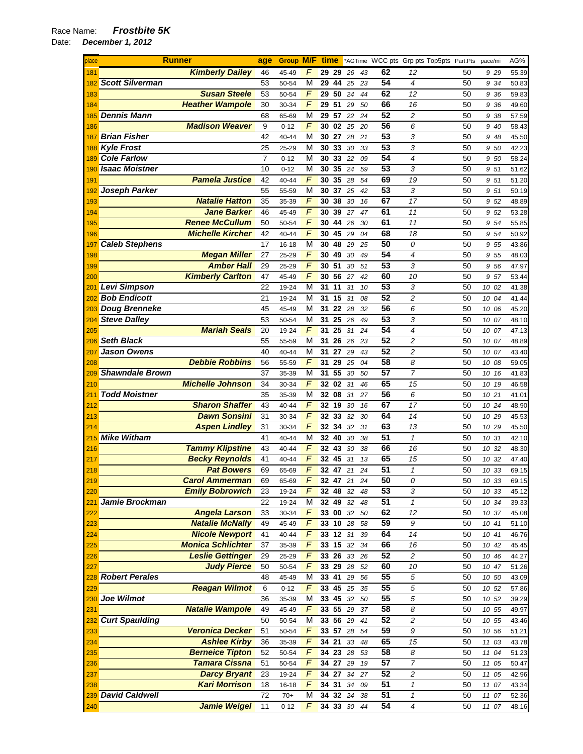Race Name: ***Frostbite 5K***

Date: ***December 1, 2012***

| place | Runner | age | Group | M/F | time | *AGTime | WCC pts | Grp pts | Top5pts | Part.Pts | pace/mi | AG% |
|---|---|---|---|---|---|---|---|---|---|---|---|---|
| 181 | Kimberly Dailey | 46 | 45-49 | F | 29 29 | 26 43 | 62 | 12 | | 50 | 9 29 | 55.39 |
| 182 | Scott Silverman | 53 | 50-54 | M | 29 44 | 25 23 | 54 | 4 | | 50 | 9 34 | 50.83 |
| 183 | Susan Steele | 53 | 50-54 | F | 29 50 | 24 44 | 62 | 12 | | 50 | 9 36 | 59.83 |
| 184 | Heather Wampole | 30 | 30-34 | F | 29 51 | 29 50 | 66 | 16 | | 50 | 9 36 | 49.60 |
| 185 | Dennis Mann | 68 | 65-69 | M | 29 57 | 22 24 | 52 | 2 | | 50 | 9 38 | 57.59 |
| 186 | Madison Weaver | 9 | 0-12 | F | 30 02 | 25 20 | 56 | 6 | | 50 | 9 40 | 58.43 |
| 187 | Brian Fisher | 42 | 40-44 | M | 30 27 | 28 21 | 53 | 3 | | 50 | 9 48 | 45.50 |
| 188 | Kyle Frost | 25 | 25-29 | M | 30 33 | 30 33 | 53 | 3 | | 50 | 9 50 | 42.23 |
| 189 | Cole Farlow | 7 | 0-12 | M | 30 33 | 22 09 | 54 | 4 | | 50 | 9 50 | 58.24 |
| 190 | Isaac Moistner | 10 | 0-12 | M | 30 35 | 24 59 | 53 | 3 | | 50 | 9 51 | 51.62 |
| 191 | Pamela Justice | 42 | 40-44 | F | 30 35 | 28 54 | 69 | 19 | | 50 | 9 51 | 51.20 |
| 192 | Joseph Parker | 55 | 55-59 | M | 30 37 | 25 42 | 53 | 3 | | 50 | 9 51 | 50.19 |
| 193 | Natalie Hatton | 35 | 35-39 | F | 30 38 | 30 16 | 67 | 17 | | 50 | 9 52 | 48.89 |
| 194 | Jane Barker | 46 | 45-49 | F | 30 39 | 27 47 | 61 | 11 | | 50 | 9 52 | 53.28 |
| 195 | Renee McCullum | 50 | 50-54 | F | 30 44 | 26 30 | 61 | 11 | | 50 | 9 54 | 55.85 |
| 196 | Michelle Kircher | 42 | 40-44 | F | 30 45 | 29 04 | 68 | 18 | | 50 | 9 54 | 50.92 |
| 197 | Caleb Stephens | 17 | 16-18 | M | 30 48 | 29 25 | 50 | 0 | | 50 | 9 55 | 43.86 |
| 198 | Megan Miller | 27 | 25-29 | F | 30 49 | 30 49 | 54 | 4 | | 50 | 9 55 | 48.03 |
| 199 | Amber Hall | 29 | 25-29 | F | 30 51 | 30 51 | 53 | 3 | | 50 | 9 56 | 47.97 |
| 200 | Kimberly Carlton | 47 | 45-49 | F | 30 56 | 27 42 | 60 | 10 | | 50 | 9 57 | 53.44 |
| 201 | Levi Simpson | 22 | 19-24 | M | 31 11 | 31 10 | 53 | 3 | | 50 | 10 02 | 41.38 |
| 202 | Bob Endicott | 21 | 19-24 | M | 31 15 | 31 08 | 52 | 2 | | 50 | 10 04 | 41.44 |
| 203 | Doug Brenneke | 45 | 45-49 | M | 31 22 | 28 32 | 56 | 6 | | 50 | 10 06 | 45.20 |
| 204 | Steve Dalley | 53 | 50-54 | M | 31 25 | 26 49 | 53 | 3 | | 50 | 10 07 | 48.10 |
| 205 | Mariah Seals | 20 | 19-24 | F | 31 25 | 31 24 | 54 | 4 | | 50 | 10 07 | 47.13 |
| 206 | Seth Black | 55 | 55-59 | M | 31 26 | 26 23 | 52 | 2 | | 50 | 10 07 | 48.89 |
| 207 | Jason Owens | 40 | 40-44 | M | 31 27 | 29 43 | 52 | 2 | | 50 | 10 07 | 43.40 |
| 208 | Debbie Robbins | 56 | 55-59 | F | 31 29 | 25 04 | 58 | 8 | | 50 | 10 08 | 59.05 |
| 209 | Shawndale Brown | 37 | 35-39 | M | 31 55 | 30 50 | 57 | 7 | | 50 | 10 16 | 41.83 |
| 210 | Michelle Johnson | 34 | 30-34 | F | 32 02 | 31 46 | 65 | 15 | | 50 | 10 19 | 46.58 |
| 211 | Todd Moistner | 35 | 35-39 | M | 32 08 | 31 27 | 56 | 6 | | 50 | 10 21 | 41.01 |
| 212 | Sharon Shaffer | 43 | 40-44 | F | 32 19 | 30 16 | 67 | 17 | | 50 | 10 24 | 48.90 |
| 213 | Dawn Sonsini | 31 | 30-34 | F | 32 33 | 32 30 | 64 | 14 | | 50 | 10 29 | 45.53 |
| 214 | Aspen Lindley | 31 | 30-34 | F | 32 34 | 32 31 | 63 | 13 | | 50 | 10 29 | 45.50 |
| 215 | Mike Witham | 41 | 40-44 | M | 32 40 | 30 38 | 51 | 1 | | 50 | 10 31 | 42.10 |
| 216 | Tammy Klipstine | 43 | 40-44 | F | 32 43 | 30 38 | 66 | 16 | | 50 | 10 32 | 48.30 |
| 217 | Becky Reynolds | 41 | 40-44 | F | 32 45 | 31 13 | 65 | 15 | | 50 | 10 32 | 47.40 |
| 218 | Pat Bowers | 69 | 65-69 | F | 32 47 | 21 24 | 51 | 1 | | 50 | 10 33 | 69.15 |
| 219 | Carol Ammerman | 69 | 65-69 | F | 32 47 | 21 24 | 50 | 0 | | 50 | 10 33 | 69.15 |
| 220 | Emily Bobrowich | 23 | 19-24 | F | 32 48 | 32 48 | 53 | 3 | | 50 | 10 33 | 45.12 |
| 221 | Jamie Brockman | 22 | 19-24 | M | 32 49 | 32 48 | 51 | 1 | | 50 | 10 34 | 39.33 |
| 222 | Angela Larson | 33 | 30-34 | F | 33 00 | 32 50 | 62 | 12 | | 50 | 10 37 | 45.08 |
| 223 | Natalie McNally | 49 | 45-49 | F | 33 10 | 28 58 | 59 | 9 | | 50 | 10 41 | 51.10 |
| 224 | Nicole Newport | 41 | 40-44 | F | 33 12 | 31 39 | 64 | 14 | | 50 | 10 41 | 46.76 |
| 225 | Monica Schlichter | 37 | 35-39 | F | 33 15 | 32 34 | 66 | 16 | | 50 | 10 42 | 45.45 |
| 226 | Leslie Gettinger | 29 | 25-29 | F | 33 26 | 33 26 | 52 | 2 | | 50 | 10 46 | 44.27 |
| 227 | Judy Pierce | 50 | 50-54 | F | 33 29 | 28 52 | 60 | 10 | | 50 | 10 47 | 51.26 |
| 228 | Robert Perales | 48 | 45-49 | M | 33 41 | 29 56 | 55 | 5 | | 50 | 10 50 | 43.09 |
| 229 | Reagan Wilmot | 6 | 0-12 | F | 33 45 | 25 35 | 55 | 5 | | 50 | 10 52 | 57.86 |
| 230 | Joe Wilmot | 36 | 35-39 | M | 33 45 | 32 50 | 55 | 5 | | 50 | 10 52 | 39.29 |
| 231 | Natalie Wampole | 49 | 45-49 | F | 33 55 | 29 37 | 58 | 8 | | 50 | 10 55 | 49.97 |
| 232 | Curt Spaulding | 50 | 50-54 | M | 33 56 | 29 41 | 52 | 2 | | 50 | 10 55 | 43.46 |
| 233 | Veronica Decker | 51 | 50-54 | F | 33 57 | 28 54 | 59 | 9 | | 50 | 10 56 | 51.21 |
| 234 | Ashlee Kirby | 36 | 35-39 | F | 34 21 | 33 48 | 65 | 15 | | 50 | 11 03 | 43.78 |
| 235 | Berneice Tipton | 52 | 50-54 | F | 34 23 | 28 53 | 58 | 8 | | 50 | 11 04 | 51.23 |
| 236 | Tamara Cissna | 51 | 50-54 | F | 34 27 | 29 19 | 57 | 7 | | 50 | 11 05 | 50.47 |
| 237 | Darcy Bryant | 23 | 19-24 | F | 34 27 | 34 27 | 52 | 2 | | 50 | 11 05 | 42.96 |
| 238 | Kari Morrison | 18 | 16-18 | F | 34 31 | 34 09 | 51 | 1 | | 50 | 11 07 | 43.34 |
| 239 | David Caldwell | 72 | 70+ | M | 34 32 | 24 38 | 51 | 1 | | 50 | 11 07 | 52.36 |
| 240 | Jamie Weigel | 11 | 0-12 | F | 34 33 | 30 44 | 54 | 4 | | 50 | 11 07 | 48.16 |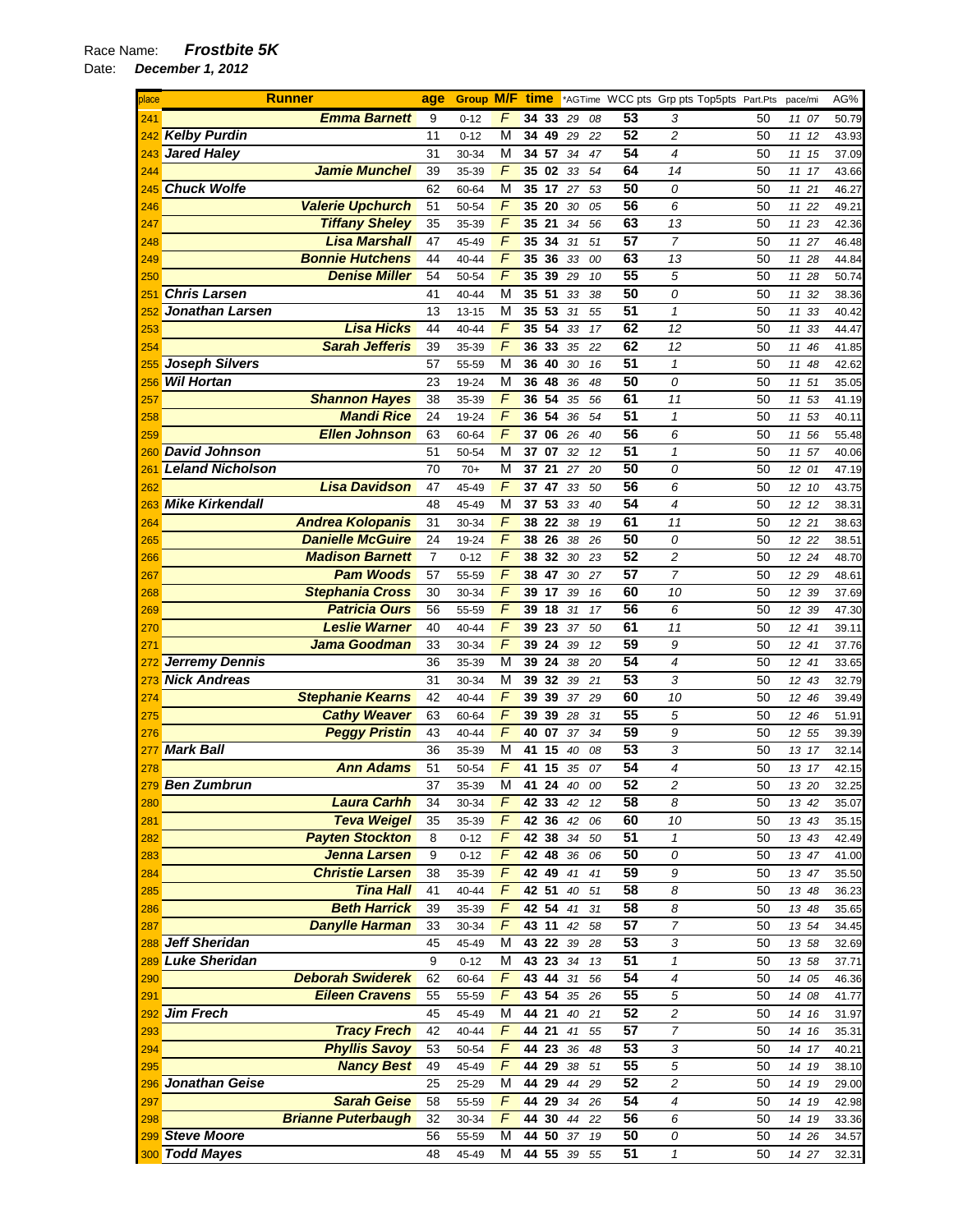Race Name: ***Frostbite 5K***

Date: ***December 1, 2012***

| place | Runner | age | Group | M/F | time | *AGTime | WCC pts | Grp pts | Top5pts | Part.Pts | pace/mi | AG% |
|---|---|---|---|---|---|---|---|---|---|---|---|---|
| 241 | Emma Barnett | 9 | 0-12 | F | 34 33 | 29 08 | 53 | 3 | | 50 | 11 07 | 50.79 |
| 242 | Kelby Purdin | 11 | 0-12 | M | 34 49 | 29 22 | 52 | 2 | | 50 | 11 12 | 43.93 |
| 243 | Jared Haley | 31 | 30-34 | M | 34 57 | 34 47 | 54 | 4 | | 50 | 11 15 | 37.09 |
| 244 | Jamie Munchel | 39 | 35-39 | F | 35 02 | 33 54 | 64 | 14 | | 50 | 11 17 | 43.66 |
| 245 | Chuck Wolfe | 62 | 60-64 | M | 35 17 | 27 53 | 50 | 0 | | 50 | 11 21 | 46.27 |
| 246 | Valerie Upchurch | 51 | 50-54 | F | 35 20 | 30 05 | 56 | 6 | | 50 | 11 22 | 49.21 |
| 247 | Tiffany Sheley | 35 | 35-39 | F | 35 21 | 34 56 | 63 | 13 | | 50 | 11 23 | 42.36 |
| 248 | Lisa Marshall | 47 | 45-49 | F | 35 34 | 31 51 | 57 | 7 | | 50 | 11 27 | 46.48 |
| 249 | Bonnie Hutchens | 44 | 40-44 | F | 35 36 | 33 00 | 63 | 13 | | 50 | 11 28 | 44.84 |
| 250 | Denise Miller | 54 | 50-54 | F | 35 39 | 29 10 | 55 | 5 | | 50 | 11 28 | 50.74 |
| 251 | Chris Larsen | 41 | 40-44 | M | 35 51 | 33 38 | 50 | 0 | | 50 | 11 32 | 38.36 |
| 252 | Jonathan Larsen | 13 | 13-15 | M | 35 53 | 31 55 | 51 | 1 | | 50 | 11 33 | 40.42 |
| 253 | Lisa Hicks | 44 | 40-44 | F | 35 54 | 33 17 | 62 | 12 | | 50 | 11 33 | 44.47 |
| 254 | Sarah Jefferis | 39 | 35-39 | F | 36 33 | 35 22 | 62 | 12 | | 50 | 11 46 | 41.85 |
| 255 | Joseph Silvers | 57 | 55-59 | M | 36 40 | 30 16 | 51 | 1 | | 50 | 11 48 | 42.62 |
| 256 | Wil Hortan | 23 | 19-24 | M | 36 48 | 36 48 | 50 | 0 | | 50 | 11 51 | 35.05 |
| 257 | Shannon Hayes | 38 | 35-39 | F | 36 54 | 35 56 | 61 | 11 | | 50 | 11 53 | 41.19 |
| 258 | Mandi Rice | 24 | 19-24 | F | 36 54 | 36 54 | 51 | 1 | | 50 | 11 53 | 40.11 |
| 259 | Ellen Johnson | 63 | 60-64 | F | 37 06 | 26 40 | 56 | 6 | | 50 | 11 56 | 55.48 |
| 260 | David Johnson | 51 | 50-54 | M | 37 07 | 32 12 | 51 | 1 | | 50 | 11 57 | 40.06 |
| 261 | Leland Nicholson | 70 | 70+ | M | 37 21 | 27 20 | 50 | 0 | | 50 | 12 01 | 47.19 |
| 262 | Lisa Davidson | 47 | 45-49 | F | 37 47 | 33 50 | 56 | 6 | | 50 | 12 10 | 43.75 |
| 263 | Mike Kirkendall | 48 | 45-49 | M | 37 53 | 33 40 | 54 | 4 | | 50 | 12 12 | 38.31 |
| 264 | Andrea Kolopanis | 31 | 30-34 | F | 38 22 | 38 19 | 61 | 11 | | 50 | 12 21 | 38.63 |
| 265 | Danielle McGuire | 24 | 19-24 | F | 38 26 | 38 26 | 50 | 0 | | 50 | 12 22 | 38.51 |
| 266 | Madison Barnett | 7 | 0-12 | F | 38 32 | 30 23 | 52 | 2 | | 50 | 12 24 | 48.70 |
| 267 | Pam Woods | 57 | 55-59 | F | 38 47 | 30 27 | 57 | 7 | | 50 | 12 29 | 48.61 |
| 268 | Stephania Cross | 30 | 30-34 | F | 39 17 | 39 16 | 60 | 10 | | 50 | 12 39 | 37.69 |
| 269 | Patricia Ours | 56 | 55-59 | F | 39 18 | 31 17 | 56 | 6 | | 50 | 12 39 | 47.30 |
| 270 | Leslie Warner | 40 | 40-44 | F | 39 23 | 37 50 | 61 | 11 | | 50 | 12 41 | 39.11 |
| 271 | Jama Goodman | 33 | 30-34 | F | 39 24 | 39 12 | 59 | 9 | | 50 | 12 41 | 37.76 |
| 272 | Jerremy Dennis | 36 | 35-39 | M | 39 24 | 38 20 | 54 | 4 | | 50 | 12 41 | 33.65 |
| 273 | Nick Andreas | 31 | 30-34 | M | 39 32 | 39 21 | 53 | 3 | | 50 | 12 43 | 32.79 |
| 274 | Stephanie Kearns | 42 | 40-44 | F | 39 39 | 37 29 | 60 | 10 | | 50 | 12 46 | 39.49 |
| 275 | Cathy Weaver | 63 | 60-64 | F | 39 39 | 28 31 | 55 | 5 | | 50 | 12 46 | 51.91 |
| 276 | Peggy Pristin | 43 | 40-44 | F | 40 07 | 37 34 | 59 | 9 | | 50 | 12 55 | 39.39 |
| 277 | Mark Ball | 36 | 35-39 | M | 41 15 | 40 08 | 53 | 3 | | 50 | 13 17 | 32.14 |
| 278 | Ann Adams | 51 | 50-54 | F | 41 15 | 35 07 | 54 | 4 | | 50 | 13 17 | 42.15 |
| 279 | Ben Zumbrun | 37 | 35-39 | M | 41 24 | 40 00 | 52 | 2 | | 50 | 13 20 | 32.25 |
| 280 | Laura Carhh | 34 | 30-34 | F | 42 33 | 42 12 | 58 | 8 | | 50 | 13 42 | 35.07 |
| 281 | Teva Weigel | 35 | 35-39 | F | 42 36 | 42 06 | 60 | 10 | | 50 | 13 43 | 35.15 |
| 282 | Payten Stockton | 8 | 0-12 | F | 42 38 | 34 50 | 51 | 1 | | 50 | 13 43 | 42.49 |
| 283 | Jenna Larsen | 9 | 0-12 | F | 42 48 | 36 06 | 50 | 0 | | 50 | 13 47 | 41.00 |
| 284 | Christie Larsen | 38 | 35-39 | F | 42 49 | 41 41 | 59 | 9 | | 50 | 13 47 | 35.50 |
| 285 | Tina Hall | 41 | 40-44 | F | 42 51 | 40 51 | 58 | 8 | | 50 | 13 48 | 36.23 |
| 286 | Beth Harrick | 39 | 35-39 | F | 42 54 | 41 31 | 58 | 8 | | 50 | 13 48 | 35.65 |
| 287 | Danylle Harman | 33 | 30-34 | F | 43 11 | 42 58 | 57 | 7 | | 50 | 13 54 | 34.45 |
| 288 | Jeff Sheridan | 45 | 45-49 | M | 43 22 | 39 28 | 53 | 3 | | 50 | 13 58 | 32.69 |
| 289 | Luke Sheridan | 9 | 0-12 | M | 43 23 | 34 13 | 51 | 1 | | 50 | 13 58 | 37.71 |
| 290 | Deborah Swiderek | 62 | 60-64 | F | 43 44 | 31 56 | 54 | 4 | | 50 | 14 05 | 46.36 |
| 291 | Eileen Cravens | 55 | 55-59 | F | 43 54 | 35 26 | 55 | 5 | | 50 | 14 08 | 41.77 |
| 292 | Jim Frech | 45 | 45-49 | M | 44 21 | 40 21 | 52 | 2 | | 50 | 14 16 | 31.97 |
| 293 | Tracy Frech | 42 | 40-44 | F | 44 21 | 41 55 | 57 | 7 | | 50 | 14 16 | 35.31 |
| 294 | Phyllis Savoy | 53 | 50-54 | F | 44 23 | 36 48 | 53 | 3 | | 50 | 14 17 | 40.21 |
| 295 | Nancy Best | 49 | 45-49 | F | 44 29 | 38 51 | 55 | 5 | | 50 | 14 19 | 38.10 |
| 296 | Jonathan Geise | 25 | 25-29 | M | 44 29 | 44 29 | 52 | 2 | | 50 | 14 19 | 29.00 |
| 297 | Sarah Geise | 58 | 55-59 | F | 44 29 | 34 26 | 54 | 4 | | 50 | 14 19 | 42.98 |
| 298 | Brianne Puterbaugh | 32 | 30-34 | F | 44 30 | 44 22 | 56 | 6 | | 50 | 14 19 | 33.36 |
| 299 | Steve Moore | 56 | 55-59 | M | 44 50 | 37 19 | 50 | 0 | | 50 | 14 26 | 34.57 |
| 300 | Todd Mayes | 48 | 45-49 | M | 44 55 | 39 55 | 51 | 1 | | 50 | 14 27 | 32.31 |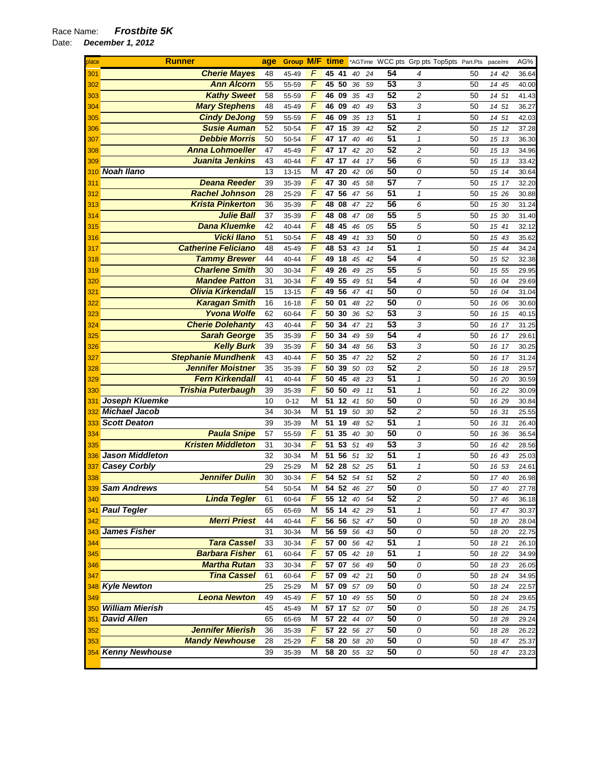Race Name: ***Frostbite 5K***

Date: ***December 1, 2012***

| place | Runner | age | Group | M/F | time | *AGTime | WCC pts | Grp pts | Top5pts | Part.Pts | pace/mi | AG% |
|---|---|---|---|---|---|---|---|---|---|---|---|---|
| 301 | Cherie Mayes | 48 | 45-49 | F | 45 41 | 40 24 | 54 | 4 | | 50 | 14 42 | 36.64 |
| 302 | Ann Alcorn | 55 | 55-59 | F | 45 50 | 36 59 | 53 | 3 | | 50 | 14 45 | 40.00 |
| 303 | Kathy Sweet | 58 | 55-59 | F | 46 09 | 35 43 | 52 | 2 | | 50 | 14 51 | 41.43 |
| 304 | Mary Stephens | 48 | 45-49 | F | 46 09 | 40 49 | 53 | 3 | | 50 | 14 51 | 36.27 |
| 305 | Cindy DeJong | 59 | 55-59 | F | 46 09 | 35 13 | 51 | 1 | | 50 | 14 51 | 42.03 |
| 306 | Susie Auman | 52 | 50-54 | F | 47 15 | 39 42 | 52 | 2 | | 50 | 15 12 | 37.28 |
| 307 | Debbie Morris | 50 | 50-54 | F | 47 17 | 40 46 | 51 | 1 | | 50 | 15 13 | 36.30 |
| 308 | Anna Lohmoeller | 47 | 45-49 | F | 47 17 | 42 20 | 52 | 2 | | 50 | 15 13 | 34.96 |
| 309 | Juanita Jenkins | 43 | 40-44 | F | 47 17 | 44 17 | 56 | 6 | | 50 | 15 13 | 33.42 |
| 310 | Noah Ilano | 13 | 13-15 | M | 47 20 | 42 06 | 50 | 0 | | 50 | 15 14 | 30.64 |
| 311 | Deana Reeder | 39 | 35-39 | F | 47 30 | 45 58 | 57 | 7 | | 50 | 15 17 | 32.20 |
| 312 | Rachel Johnson | 28 | 25-29 | F | 47 56 | 47 56 | 51 | 1 | | 50 | 15 26 | 30.88 |
| 313 | Krista Pinkerton | 36 | 35-39 | F | 48 08 | 47 22 | 56 | 6 | | 50 | 15 30 | 31.24 |
| 314 | Julie Ball | 37 | 35-39 | F | 48 08 | 47 08 | 55 | 5 | | 50 | 15 30 | 31.40 |
| 315 | Dana Kluemke | 42 | 40-44 | F | 48 45 | 46 05 | 55 | 5 | | 50 | 15 41 | 32.12 |
| 316 | Vicki Ilano | 51 | 50-54 | F | 48 49 | 41 33 | 50 | 0 | | 50 | 15 43 | 35.62 |
| 317 | Catherine Feliciano | 48 | 45-49 | F | 48 53 | 43 14 | 51 | 1 | | 50 | 15 44 | 34.24 |
| 318 | Tammy Brewer | 44 | 40-44 | F | 49 18 | 45 42 | 54 | 4 | | 50 | 15 52 | 32.38 |
| 319 | Charlene Smith | 30 | 30-34 | F | 49 26 | 49 25 | 55 | 5 | | 50 | 15 55 | 29.95 |
| 320 | Mandee Patton | 31 | 30-34 | F | 49 55 | 49 51 | 54 | 4 | | 50 | 16 04 | 29.69 |
| 321 | Olivia Kirkendall | 15 | 13-15 | F | 49 56 | 47 41 | 50 | 0 | | 50 | 16 04 | 31.04 |
| 322 | Karagan Smith | 16 | 16-18 | F | 50 01 | 48 22 | 50 | 0 | | 50 | 16 06 | 30.60 |
| 323 | Yvona Wolfe | 62 | 60-64 | F | 50 30 | 36 52 | 53 | 3 | | 50 | 16 15 | 40.15 |
| 324 | Cherie Dolehanty | 43 | 40-44 | F | 50 34 | 47 21 | 53 | 3 | | 50 | 16 17 | 31.25 |
| 325 | Sarah George | 35 | 35-39 | F | 50 34 | 49 59 | 54 | 4 | | 50 | 16 17 | 29.61 |
| 326 | Kelly Burk | 39 | 35-39 | F | 50 34 | 48 56 | 53 | 3 | | 50 | 16 17 | 30.25 |
| 327 | Stephanie Mundhenk | 43 | 40-44 | F | 50 35 | 47 22 | 52 | 2 | | 50 | 16 17 | 31.24 |
| 328 | Jennifer Moistner | 35 | 35-39 | F | 50 39 | 50 03 | 52 | 2 | | 50 | 16 18 | 29.57 |
| 329 | Fern Kirkendall | 41 | 40-44 | F | 50 45 | 48 23 | 51 | 1 | | 50 | 16 20 | 30.59 |
| 330 | Trishia Puterbaugh | 39 | 35-39 | F | 50 50 | 49 11 | 51 | 1 | | 50 | 16 22 | 30.09 |
| 331 | Joseph Kluemke | 10 | 0-12 | M | 51 12 | 41 50 | 50 | 0 | | 50 | 16 29 | 30.84 |
| 332 | Michael Jacob | 34 | 30-34 | M | 51 19 | 50 30 | 52 | 2 | | 50 | 16 31 | 25.55 |
| 333 | Scott Deaton | 39 | 35-39 | M | 51 19 | 48 52 | 51 | 1 | | 50 | 16 31 | 26.40 |
| 334 | Paula Snipe | 57 | 55-59 | F | 51 35 | 40 30 | 50 | 0 | | 50 | 16 36 | 36.54 |
| 335 | Kristen Middleton | 31 | 30-34 | F | 51 53 | 51 49 | 53 | 3 | | 50 | 16 42 | 28.56 |
| 336 | Jason Middleton | 32 | 30-34 | M | 51 56 | 51 32 | 51 | 1 | | 50 | 16 43 | 25.03 |
| 337 | Casey Corbly | 29 | 25-29 | M | 52 28 | 52 25 | 51 | 1 | | 50 | 16 53 | 24.61 |
| 338 | Jennifer Dulin | 30 | 30-34 | F | 54 52 | 54 51 | 52 | 2 | | 50 | 17 40 | 26.98 |
| 339 | Sam Andrews | 54 | 50-54 | M | 54 52 | 46 27 | 50 | 0 | | 50 | 17 40 | 27.78 |
| 340 | Linda Tegler | 61 | 60-64 | F | 55 12 | 40 54 | 52 | 2 | | 50 | 17 46 | 36.18 |
| 341 | Paul Tegler | 65 | 65-69 | M | 55 14 | 42 29 | 51 | 1 | | 50 | 17 47 | 30.37 |
| 342 | Merri Priest | 44 | 40-44 | F | 56 56 | 52 47 | 50 | 0 | | 50 | 18 20 | 28.04 |
| 343 | James Fisher | 31 | 30-34 | M | 56 59 | 56 43 | 50 | 0 | | 50 | 18 20 | 22.75 |
| 344 | Tara Cassel | 33 | 30-34 | F | 57 00 | 56 42 | 51 | 1 | | 50 | 18 21 | 26.10 |
| 345 | Barbara Fisher | 61 | 60-64 | F | 57 05 | 42 18 | 51 | 1 | | 50 | 18 22 | 34.99 |
| 346 | Martha Rutan | 33 | 30-34 | F | 57 07 | 56 49 | 50 | 0 | | 50 | 18 23 | 26.05 |
| 347 | Tina Cassel | 61 | 60-64 | F | 57 09 | 42 21 | 50 | 0 | | 50 | 18 24 | 34.95 |
| 348 | Kyle Newton | 25 | 25-29 | M | 57 09 | 57 09 | 50 | 0 | | 50 | 18 24 | 22.57 |
| 349 | Leona Newton | 49 | 45-49 | F | 57 10 | 49 55 | 50 | 0 | | 50 | 18 24 | 29.65 |
| 350 | William Mierish | 45 | 45-49 | M | 57 17 | 52 07 | 50 | 0 | | 50 | 18 26 | 24.75 |
| 351 | David Allen | 65 | 65-69 | M | 57 22 | 44 07 | 50 | 0 | | 50 | 18 28 | 29.24 |
| 352 | Jennifer Mierish | 36 | 35-39 | F | 57 22 | 56 27 | 50 | 0 | | 50 | 18 28 | 26.22 |
| 353 | Mandy Newhouse | 28 | 25-29 | F | 58 20 | 58 20 | 50 | 0 | | 50 | 18 47 | 25.37 |
| 354 | Kenny Newhouse | 39 | 35-39 | M | 58 20 | 55 32 | 50 | 0 | | 50 | 18 47 | 23.23 |